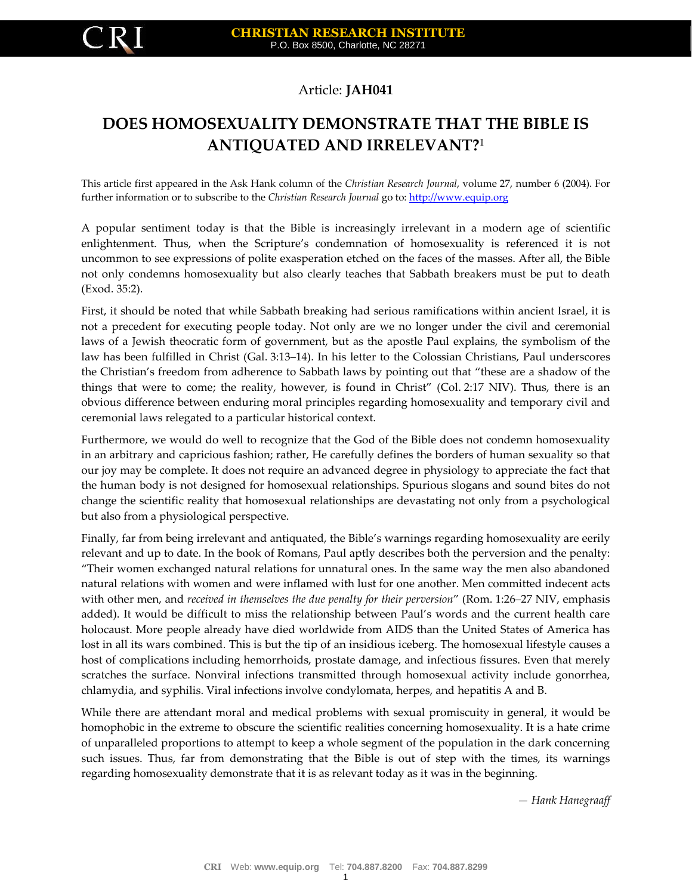Article: **JAH041**

# DOES HOMOSEXUALITY DEMONSTRATE THAT THE BIBLE IS ANTIQUATED AND IRRELEVANT?[1]

This article first appeared in the Ask Hank column of the *Christian Research Journal*, volume 27, number 6 (2004). For further information or to subscribe to the *Christian Research Journal* go to: http://www.equip.org

A popular sentiment today is that the Bible is increasingly irrelevant in a modern age of scientific enlightenment. Thus, when the Scripture's condemnation of homosexuality is referenced it is not uncommon to see expressions of polite exasperation etched on the faces of the masses. After all, the Bible not only condemns homosexuality but also clearly teaches that Sabbath breakers must be put to death (Exod. 35:2).

First, it should be noted that while Sabbath breaking had serious ramifications within ancient Israel, it is not a precedent for executing people today. Not only are we no longer under the civil and ceremonial laws of a Jewish theocratic form of government, but as the apostle Paul explains, the symbolism of the law has been fulfilled in Christ (Gal. 3:13–14). In his letter to the Colossian Christians, Paul underscores the Christian's freedom from adherence to Sabbath laws by pointing out that "these are a shadow of the things that were to come; the reality, however, is found in Christ" (Col. 2:17 NIV). Thus, there is an obvious difference between enduring moral principles regarding homosexuality and temporary civil and ceremonial laws relegated to a particular historical context.

Furthermore, we would do well to recognize that the God of the Bible does not condemn homosexuality in an arbitrary and capricious fashion; rather, He carefully defines the borders of human sexuality so that our joy may be complete. It does not require an advanced degree in physiology to appreciate the fact that the human body is not designed for homosexual relationships. Spurious slogans and sound bites do not change the scientific reality that homosexual relationships are devastating not only from a psychological but also from a physiological perspective.

Finally, far from being irrelevant and antiquated, the Bible's warnings regarding homosexuality are eerily relevant and up to date. In the book of Romans, Paul aptly describes both the perversion and the penalty: "Their women exchanged natural relations for unnatural ones. In the same way the men also abandoned natural relations with women and were inflamed with lust for one another. Men committed indecent acts with other men, and *received in themselves the due penalty for their perversion*" (Rom. 1:26–27 NIV, emphasis added). It would be difficult to miss the relationship between Paul's words and the current health care holocaust. More people already have died worldwide from AIDS than the United States of America has lost in all its wars combined. This is but the tip of an insidious iceberg. The homosexual lifestyle causes a host of complications including hemorrhoids, prostate damage, and infectious fissures. Even that merely scratches the surface. Nonviral infections transmitted through homosexual activity include gonorrhea, chlamydia, and syphilis. Viral infections involve condylomata, herpes, and hepatitis A and B.

While there are attendant moral and medical problems with sexual promiscuity in general, it would be homophobic in the extreme to obscure the scientific realities concerning homosexuality. It is a hate crime of unparalleled proportions to attempt to keep a whole segment of the population in the dark concerning such issues. Thus, far from demonstrating that the Bible is out of step with the times, its warnings regarding homosexuality demonstrate that it is as relevant today as it was in the beginning.

*— Hank Hanegraaff*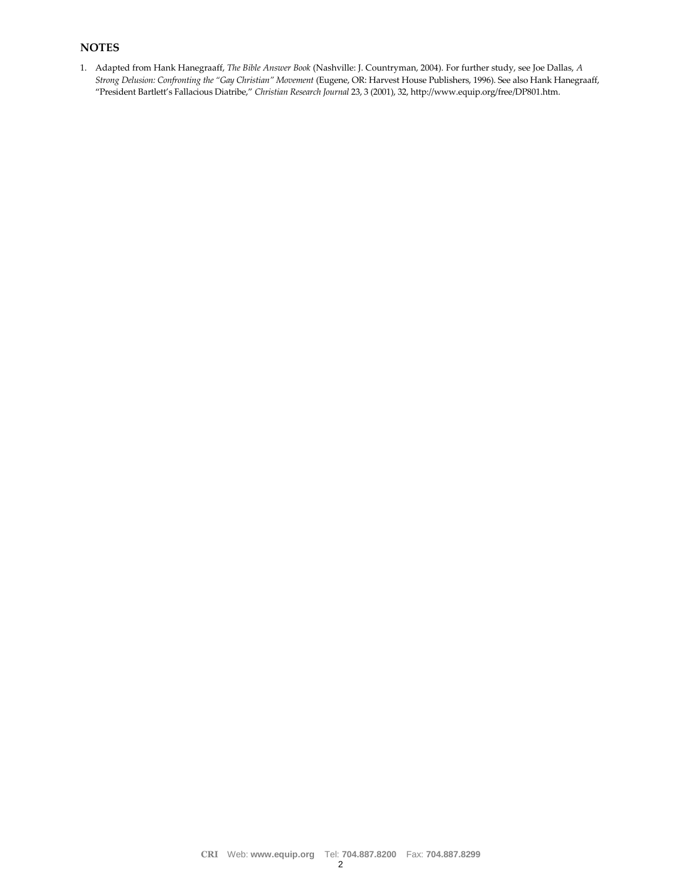## NOTES

1. Adapted from Hank Hanegraaff, *The Bible Answer Book* (Nashville: J. Countryman, 2004). For further study, see Joe Dallas, *A Strong Delusion: Confronting the "Gay Christian" Movement* (Eugene, OR: Harvest House Publishers, 1996). See also Hank Hanegraaff, "President Bartlett's Fallacious Diatribe," *Christian Research Journal* 23, 3 (2001), 32, http://www.equip.org/free/DP801.htm.